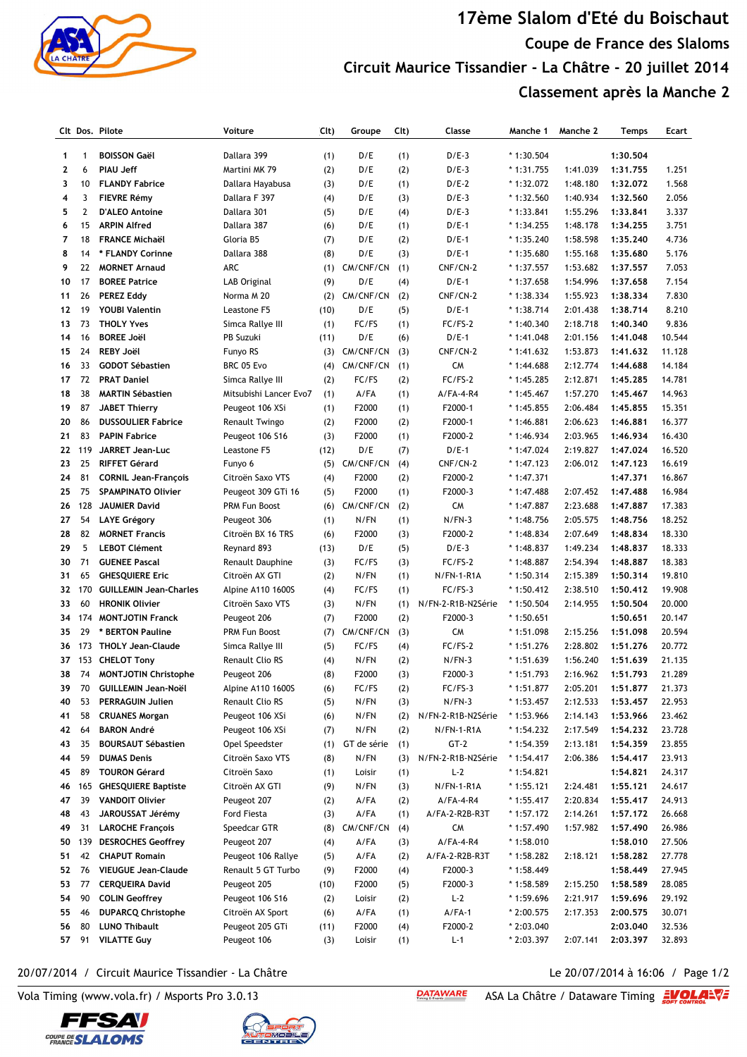# 17ème Slalom d'Eté du Boischaut

## Coupe de France des Slaloms

## Circuit Maurice Tissandier - La Châtre - 20 juillet 2014

## Classement après la Manche 2

| Clt | Dos. | Pilote | Voiture | Clt) | Groupe | Clt) | Classe | Manche 1 | Manche 2 | Temps | Ecart |
|---|---|---|---|---|---|---|---|---|---|---|---|
| 1 | 1 | BOISSON Gaël | Dallara 399 | (1) | D/E | (1) | D/E-3 | * 1:30.504 | | 1:30.504 | |
| 2 | 6 | PIAU Jeff | Martini MK 79 | (2) | D/E | (2) | D/E-3 | * 1:31.755 | 1:41.039 | 1:31.755 | 1.251 |
| 3 | 10 | FLANDY Fabrice | Dallara Hayabusa | (3) | D/E | (1) | D/E-2 | * 1:32.072 | 1:48.180 | 1:32.072 | 1.568 |
| 4 | 3 | FIEVRE Rémy | Dallara F 397 | (4) | D/E | (3) | D/E-3 | * 1:32.560 | 1:40.934 | 1:32.560 | 2.056 |
| 5 | 2 | D'ALEO Antoine | Dallara 301 | (5) | D/E | (4) | D/E-3 | * 1:33.841 | 1:55.296 | 1:33.841 | 3.337 |
| 6 | 15 | ARPIN Alfred | Dallara 387 | (6) | D/E | (1) | D/E-1 | * 1:34.255 | 1:48.178 | 1:34.255 | 3.751 |
| 7 | 18 | FRANCE Michaël | Gloria B5 | (7) | D/E | (2) | D/E-1 | * 1:35.240 | 1:58.598 | 1:35.240 | 4.736 |
| 8 | 14 | * FLANDY Corinne | Dallara 388 | (8) | D/E | (3) | D/E-1 | * 1:35.680 | 1:55.168 | 1:35.680 | 5.176 |
| 9 | 22 | MORNET Arnaud | ARC | (1) | CM/CNF/CN | (1) | CNF/CN-2 | * 1:37.557 | 1:53.682 | 1:37.557 | 7.053 |
| 10 | 17 | BOREE Patrice | LAB Original | (9) | D/E | (4) | D/E-1 | * 1:37.658 | 1:54.996 | 1:37.658 | 7.154 |
| 11 | 26 | PEREZ Eddy | Norma M 20 | (2) | CM/CNF/CN | (2) | CNF/CN-2 | * 1:38.334 | 1:55.923 | 1:38.334 | 7.830 |
| 12 | 19 | YOUBI Valentin | Leastone F5 | (10) | D/E | (5) | D/E-1 | * 1:38.714 | 2:01.438 | 1:38.714 | 8.210 |
| 13 | 73 | THOLY Yves | Simca Rallye III | (1) | FC/FS | (1) | FC/FS-2 | * 1:40.340 | 2:18.718 | 1:40.340 | 9.836 |
| 14 | 16 | BOREE Joël | PB Suzuki | (11) | D/E | (6) | D/E-1 | * 1:41.048 | 2:01.156 | 1:41.048 | 10.544 |
| 15 | 24 | REBY Joël | Funyo RS | (3) | CM/CNF/CN | (3) | CNF/CN-2 | * 1:41.632 | 1:53.873 | 1:41.632 | 11.128 |
| 16 | 33 | GODOT Sébastien | BRC 05 Evo | (4) | CM/CNF/CN | (1) | CM | * 1:44.688 | 2:12.774 | 1:44.688 | 14.184 |
| 17 | 72 | PRAT Daniel | Simca Rallye III | (2) | FC/FS | (2) | FC/FS-2 | * 1:45.285 | 2:12.871 | 1:45.285 | 14.781 |
| 18 | 38 | MARTIN Sébastien | Mitsubishi Lancer Evo7 | (1) | A/FA | (1) | A/FA-4-R4 | * 1:45.467 | 1:57.270 | 1:45.467 | 14.963 |
| 19 | 87 | JABET Thierry | Peugeot 106 XSi | (1) | F2000 | (1) | F2000-1 | * 1:45.855 | 2:06.484 | 1:45.855 | 15.351 |
| 20 | 86 | DUSSOULIER Fabrice | Renault Twingo | (2) | F2000 | (2) | F2000-1 | * 1:46.881 | 2:06.623 | 1:46.881 | 16.377 |
| 21 | 83 | PAPIN Fabrice | Peugeot 106 S16 | (3) | F2000 | (1) | F2000-2 | * 1:46.934 | 2:03.965 | 1:46.934 | 16.430 |
| 22 | 119 | JARRET Jean-Luc | Leastone F5 | (12) | D/E | (7) | D/E-1 | * 1:47.024 | 2:19.827 | 1:47.024 | 16.520 |
| 23 | 25 | RIFFET Gérard | Funyo 6 | (5) | CM/CNF/CN | (4) | CNF/CN-2 | * 1:47.123 | 2:06.012 | 1:47.123 | 16.619 |
| 24 | 81 | CORNIL Jean-François | Citroën Saxo VTS | (4) | F2000 | (2) | F2000-2 | * 1:47.371 | | 1:47.371 | 16.867 |
| 25 | 75 | SPAMPINATO Olivier | Peugeot 309 GTi 16 | (5) | F2000 | (1) | F2000-3 | * 1:47.488 | 2:07.452 | 1:47.488 | 16.984 |
| 26 | 128 | JAUMIER David | PRM Fun Boost | (6) | CM/CNF/CN | (2) | CM | * 1:47.887 | 2:23.688 | 1:47.887 | 17.383 |
| 27 | 54 | LAYE Grégory | Peugeot 306 | (1) | N/FN | (1) | N/FN-3 | * 1:48.756 | 2:05.575 | 1:48.756 | 18.252 |
| 28 | 82 | MORNET Francis | Citroën BX 16 TRS | (6) | F2000 | (3) | F2000-2 | * 1:48.834 | 2:07.649 | 1:48.834 | 18.330 |
| 29 | 5 | LEBOT Clément | Reynard 893 | (13) | D/E | (5) | D/E-3 | * 1:48.837 | 1:49.234 | 1:48.837 | 18.333 |
| 30 | 71 | GUENEE Pascal | Renault Dauphine | (3) | FC/FS | (3) | FC/FS-2 | * 1:48.887 | 2:54.394 | 1:48.887 | 18.383 |
| 31 | 65 | GHESQUIERE Eric | Citroën AX GTI | (2) | N/FN | (1) | N/FN-1-R1A | * 1:50.314 | 2:15.389 | 1:50.314 | 19.810 |
| 32 | 170 | GUILLEMIN Jean-Charles | Alpine A110 1600S | (4) | FC/FS | (1) | FC/FS-3 | * 1:50.412 | 2:38.510 | 1:50.412 | 19.908 |
| 33 | 60 | HRONIK Olivier | Citroën Saxo VTS | (3) | N/FN | (1) | N/FN-2-R1B-N2Série | * 1:50.504 | 2:14.955 | 1:50.504 | 20.000 |
| 34 | 174 | MONTJOTIN Franck | Peugeot 206 | (7) | F2000 | (2) | F2000-3 | * 1:50.651 | | 1:50.651 | 20.147 |
| 35 | 29 | * BERTON Pauline | PRM Fun Boost | (7) | CM/CNF/CN | (3) | CM | * 1:51.098 | 2:15.256 | 1:51.098 | 20.594 |
| 36 | 173 | THOLY Jean-Claude | Simca Rallye III | (5) | FC/FS | (4) | FC/FS-2 | * 1:51.276 | 2:28.802 | 1:51.276 | 20.772 |
| 37 | 153 | CHELOT Tony | Renault Clio RS | (4) | N/FN | (2) | N/FN-3 | * 1:51.639 | 1:56.240 | 1:51.639 | 21.135 |
| 38 | 74 | MONTJOTIN Christophe | Peugeot 206 | (8) | F2000 | (3) | F2000-3 | * 1:51.793 | 2:16.962 | 1:51.793 | 21.289 |
| 39 | 70 | GUILLEMIN Jean-Noël | Alpine A110 1600S | (6) | FC/FS | (2) | FC/FS-3 | * 1:51.877 | 2:05.201 | 1:51.877 | 21.373 |
| 40 | 53 | PERRAGUIN Julien | Renault Clio RS | (5) | N/FN | (3) | N/FN-3 | * 1:53.457 | 2:12.533 | 1:53.457 | 22.953 |
| 41 | 58 | CRUANES Morgan | Peugeot 106 XSi | (6) | N/FN | (2) | N/FN-2-R1B-N2Série | * 1:53.966 | 2:14.143 | 1:53.966 | 23.462 |
| 42 | 64 | BARON André | Peugeot 106 XSi | (7) | N/FN | (2) | N/FN-1-R1A | * 1:54.232 | 2:17.549 | 1:54.232 | 23.728 |
| 43 | 35 | BOURSAUT Sébastien | Opel Speedster | (1) | GT de série | (1) | GT-2 | * 1:54.359 | 2:13.181 | 1:54.359 | 23.855 |
| 44 | 59 | DUMAS Denis | Citroën Saxo VTS | (8) | N/FN | (3) | N/FN-2-R1B-N2Série | * 1:54.417 | 2:06.386 | 1:54.417 | 23.913 |
| 45 | 89 | TOURON Gérard | Citroën Saxo | (1) | Loisir | (1) | L-2 | * 1:54.821 | | 1:54.821 | 24.317 |
| 46 | 165 | GHESQUIERE Baptiste | Citroën AX GTI | (9) | N/FN | (3) | N/FN-1-R1A | * 1:55.121 | 2:24.481 | 1:55.121 | 24.617 |
| 47 | 39 | VANDOIT Olivier | Peugeot 207 | (2) | A/FA | (2) | A/FA-4-R4 | * 1:55.417 | 2:20.834 | 1:55.417 | 24.913 |
| 48 | 43 | JAROUSSAT Jérémy | Ford Fiesta | (3) | A/FA | (1) | A/FA-2-R2B-R3T | * 1:57.172 | 2:14.261 | 1:57.172 | 26.668 |
| 49 | 31 | LAROCHE François | Speedcar GTR | (8) | CM/CNF/CN | (4) | CM | * 1:57.490 | 1:57.982 | 1:57.490 | 26.986 |
| 50 | 139 | DESROCHES Geoffrey | Peugeot 207 | (4) | A/FA | (3) | A/FA-4-R4 | * 1:58.010 | | 1:58.010 | 27.506 |
| 51 | 42 | CHAPUT Romain | Peugeot 106 Rallye | (5) | A/FA | (2) | A/FA-2-R2B-R3T | * 1:58.282 | 2:18.121 | 1:58.282 | 27.778 |
| 52 | 76 | VIEUGUE Jean-Claude | Renault 5 GT Turbo | (9) | F2000 | (4) | F2000-3 | * 1:58.449 | | 1:58.449 | 27.945 |
| 53 | 77 | CERQUEIRA David | Peugeot 205 | (10) | F2000 | (5) | F2000-3 | * 1:58.589 | 2:15.250 | 1:58.589 | 28.085 |
| 54 | 90 | COLIN Geoffrey | Peugeot 106 S16 | (2) | Loisir | (2) | L-2 | * 1:59.696 | 2:21.917 | 1:59.696 | 29.192 |
| 55 | 46 | DUPARCQ Christophe | Citroën AX Sport | (6) | A/FA | (1) | A/FA-1 | * 2:00.575 | 2:17.353 | 2:00.575 | 30.071 |
| 56 | 80 | LUNO Thibault | Peugeot 205 GTi | (11) | F2000 | (4) | F2000-2 | * 2:03.040 | | 2:03.040 | 32.536 |
| 57 | 91 | VILATTE Guy | Peugeot 106 | (3) | Loisir | (1) | L-1 | * 2:03.397 | 2:07.141 | 2:03.397 | 32.893 |

20/07/2014 / Circuit Maurice Tissandier - La Châtre — Le 20/07/2014 à 16:06

Vola Timing (www.vola.fr) / Msports Pro 3.0.13 — ASA La Châtre / Dataware Timing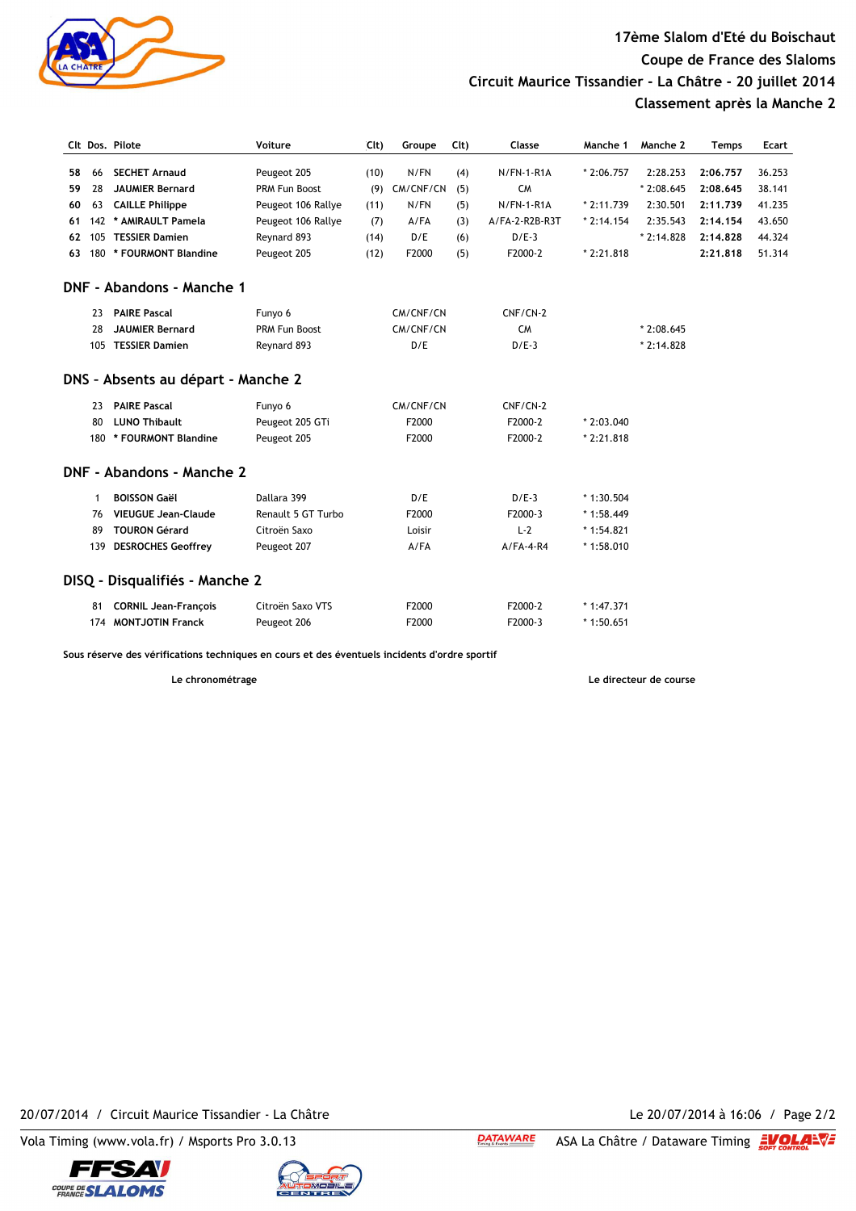17ème Slalom d'Eté du Boischaut
Coupe de France des Slaloms
Circuit Maurice Tissandier - La Châtre - 20 juillet 2014
Classement après la Manche 2

| Clt | Dos. | Pilote | Voiture | Clt) | Groupe | Clt) | Classe | Manche 1 | Manche 2 | Temps | Ecart |
|---|---|---|---|---|---|---|---|---|---|---|---|
| 58 | 66 | SECHET Arnaud | Peugeot 205 | (10) | N/FN | (4) | N/FN-1-R1A | * 2:06.757 | 2:28.253 | 2:06.757 | 36.253 |
| 59 | 28 | JAUMIER Bernard | PRM Fun Boost | (9) | CM/CNF/CN | (5) | CM | | * 2:08.645 | 2:08.645 | 38.141 |
| 60 | 63 | CAILLE Philippe | Peugeot 106 Rallye | (11) | N/FN | (5) | N/FN-1-R1A | * 2:11.739 | 2:30.501 | 2:11.739 | 41.235 |
| 61 | 142 | * AMIRAULT Pamela | Peugeot 106 Rallye | (7) | A/FA | (3) | A/FA-2-R2B-R3T | * 2:14.154 | 2:35.543 | 2:14.154 | 43.650 |
| 62 | 105 | TESSIER Damien | Reynard 893 | (14) | D/E | (6) | D/E-3 | | * 2:14.828 | 2:14.828 | 44.324 |
| 63 | 180 | * FOURMONT Blandine | Peugeot 205 | (12) | F2000 | (5) | F2000-2 | * 2:21.818 | | 2:21.818 | 51.314 |

## DNF - Abandons - Manche 1

| Dos. | Pilote | Voiture | Groupe | Classe | Manche 1 | Manche 2 |
|---|---|---|---|---|---|---|
| 23 | PAIRE Pascal | Funyo 6 | CM/CNF/CN | CNF/CN-2 | | |
| 28 | JAUMIER Bernard | PRM Fun Boost | CM/CNF/CN | CM | | * 2:08.645 |
| 105 | TESSIER Damien | Reynard 893 | D/E | D/E-3 | | * 2:14.828 |

## DNS - Absents au départ - Manche 2

| Dos. | Pilote | Voiture | Groupe | Classe | Manche 1 | Manche 2 |
|---|---|---|---|---|---|---|
| 23 | PAIRE Pascal | Funyo 6 | CM/CNF/CN | CNF/CN-2 | | |
| 80 | LUNO Thibault | Peugeot 205 GTi | F2000 | F2000-2 | * 2:03.040 | |
| 180 | * FOURMONT Blandine | Peugeot 205 | F2000 | F2000-2 | * 2:21.818 | |

## DNF - Abandons - Manche 2

| Dos. | Pilote | Voiture | Groupe | Classe | Manche 1 | Manche 2 |
|---|---|---|---|---|---|---|
| 1 | BOISSON Gaël | Dallara 399 | D/E | D/E-3 | * 1:30.504 | |
| 76 | VIEUGUE Jean-Claude | Renault 5 GT Turbo | F2000 | F2000-3 | * 1:58.449 | |
| 89 | TOURON Gérard | Citroën Saxo | Loisir | L-2 | * 1:54.821 | |
| 139 | DESROCHES Geoffrey | Peugeot 207 | A/FA | A/FA-4-R4 | * 1:58.010 | |

## DISQ - Disqualifiés - Manche 2

| Dos. | Pilote | Voiture | Groupe | Classe | Manche 1 | Manche 2 |
|---|---|---|---|---|---|---|
| 81 | CORNIL Jean-François | Citroën Saxo VTS | F2000 | F2000-2 | * 1:47.371 | |
| 174 | MONTJOTIN Franck | Peugeot 206 | F2000 | F2000-3 | * 1:50.651 | |

**Sous réserve des vérifications techniques en cours et des éventuels incidents d'ordre sportif**

Le chronométrage

Le directeur de course